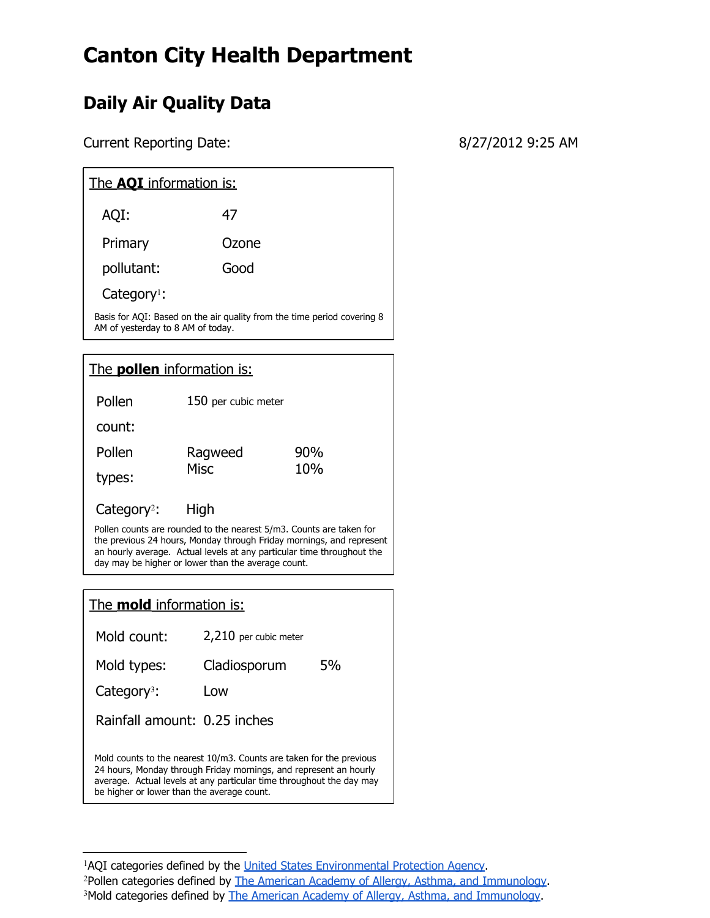# Canton City Health Department

## Daily Air Quality Data

Current Reporting Date: 8/27/2012 9:25 AM

### The **AQI** information is:

| | |
|---|---|
| AQI: | 47 |
| Primary pollutant: | Ozone |
| Category[1]: | Good |

Basis for AQI: Based on the air quality from the time period covering 8 AM of yesterday to 8 AM of today.

### The **pollen** information is:

| | | |
|---|---|---|
| Pollen count: | 150 per cubic meter | |
| Pollen types: | Ragweed | 90% |
| | Misc | 10% |
| Category[2]: | High | |

Pollen counts are rounded to the nearest 5/m3. Counts are taken for the previous 24 hours, Monday through Friday mornings, and represent an hourly average. Actual levels at any particular time throughout the day may be higher or lower than the average count.

### The **mold** information is:

| | | |
|---|---|---|
| Mold count: | 2,210 per cubic meter | |
| Mold types: | Cladiosporum | 5% |
| Category[3]: | Low | |
| Rainfall amount: | 0.25 inches | |

Mold counts to the nearest 10/m3. Counts are taken for the previous 24 hours, Monday through Friday mornings, and represent an hourly average. Actual levels at any particular time throughout the day may be higher or lower than the average count.

---

[1]AQI categories defined by the United States Environmental Protection Agency.
[2]Pollen categories defined by The American Academy of Allergy, Asthma, and Immunology.
[3]Mold categories defined by The American Academy of Allergy, Asthma, and Immunology.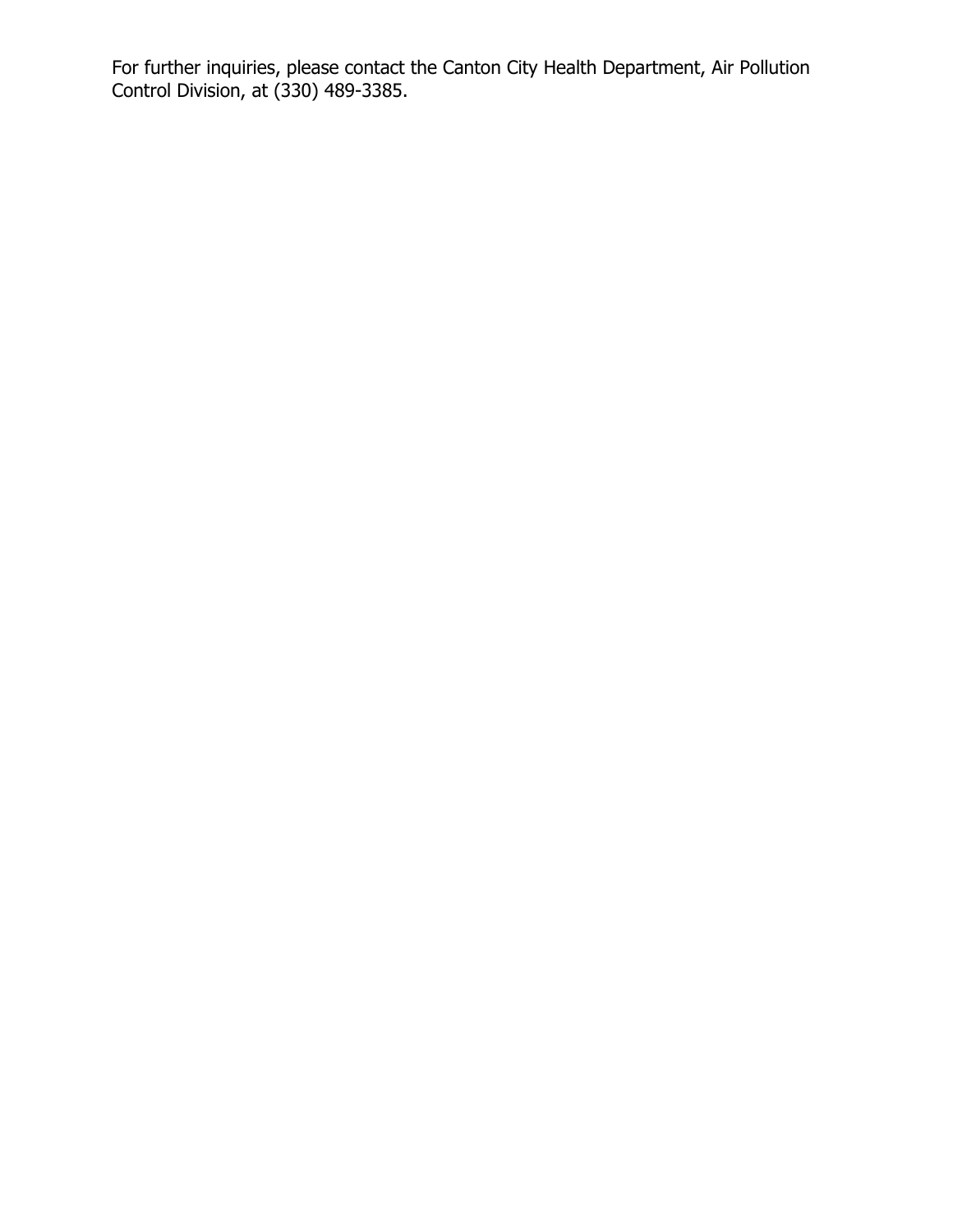For further inquiries, please contact the Canton City Health Department, Air Pollution Control Division, at (330) 489-3385.